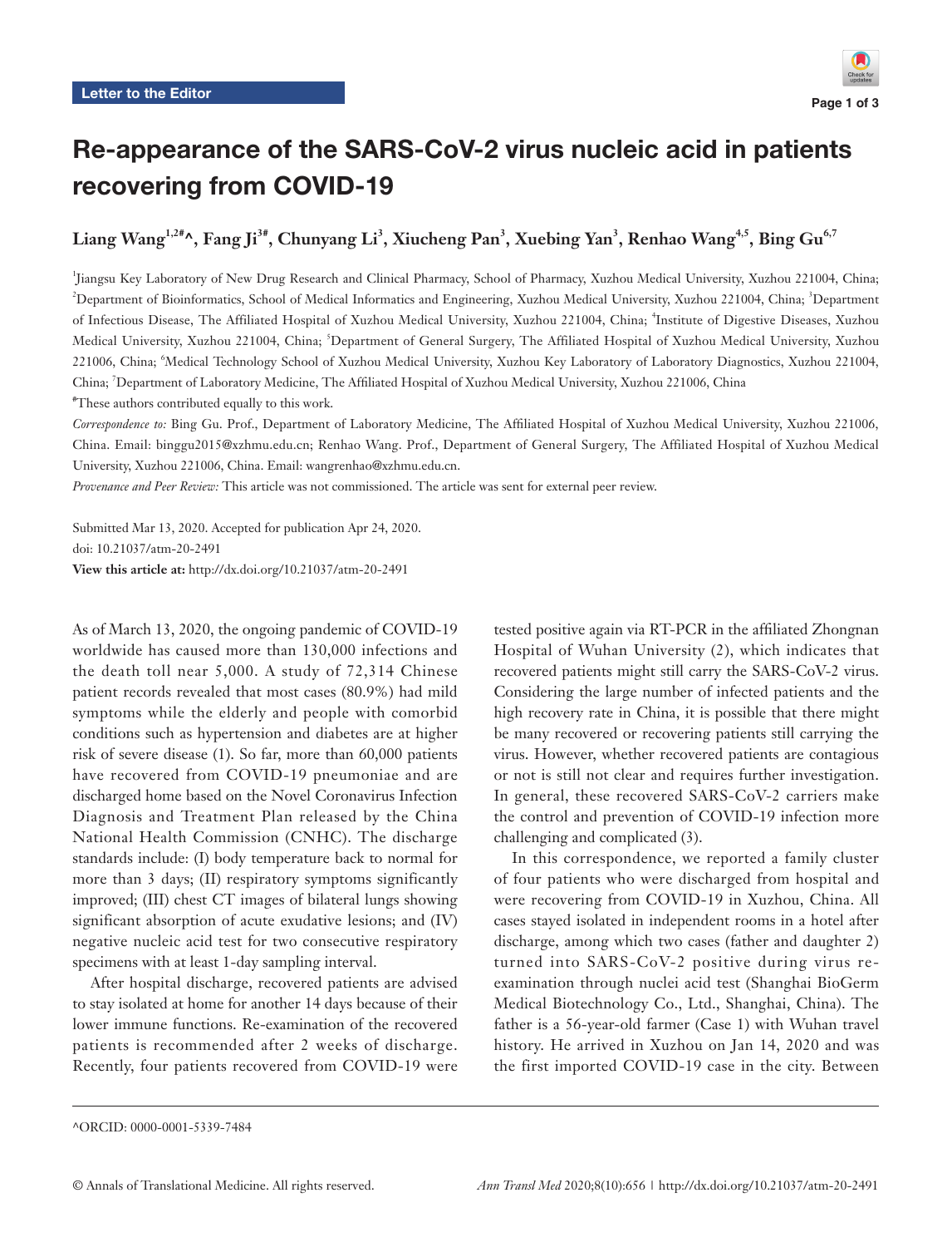Letter to the Editor

# Re-appearance of the SARS-CoV-2 virus nucleic acid in patients recovering from COVID-19

**Liang Wang[1,2#]^, Fang Ji[3#], Chunyang Li[3], Xiucheng Pan[3], Xuebing Yan[3], Renhao Wang[4,5], Bing Gu[6,7]**

[1]Jiangsu Key Laboratory of New Drug Research and Clinical Pharmacy, School of Pharmacy, Xuzhou Medical University, Xuzhou 221004, China; [2]Department of Bioinformatics, School of Medical Informatics and Engineering, Xuzhou Medical University, Xuzhou 221004, China; [3]Department of Infectious Disease, The Affiliated Hospital of Xuzhou Medical University, Xuzhou 221004, China; [4]Institute of Digestive Diseases, Xuzhou Medical University, Xuzhou 221004, China; [5]Department of General Surgery, The Affiliated Hospital of Xuzhou Medical University, Xuzhou 221006, China; [6]Medical Technology School of Xuzhou Medical University, Xuzhou Key Laboratory of Laboratory Diagnostics, Xuzhou 221004, China; [7]Department of Laboratory Medicine, The Affiliated Hospital of Xuzhou Medical University, Xuzhou 221006, China

[#]These authors contributed equally to this work.

*Correspondence to:* Bing Gu. Prof., Department of Laboratory Medicine, The Affiliated Hospital of Xuzhou Medical University, Xuzhou 221006, China. Email: binggu2015@xzhmu.edu.cn; Renhao Wang. Prof., Department of General Surgery, The Affiliated Hospital of Xuzhou Medical University, Xuzhou 221006, China. Email: wangrenhao@xzhmu.edu.cn.

*Provenance and Peer Review:* This article was not commissioned. The article was sent for external peer review.

Submitted Mar 13, 2020. Accepted for publication Apr 24, 2020.
doi: 10.21037/atm-20-2491
**View this article at:** http://dx.doi.org/10.21037/atm-20-2491

As of March 13, 2020, the ongoing pandemic of COVID-19 worldwide has caused more than 130,000 infections and the death toll near 5,000. A study of 72,314 Chinese patient records revealed that most cases (80.9%) had mild symptoms while the elderly and people with comorbid conditions such as hypertension and diabetes are at higher risk of severe disease (1). So far, more than 60,000 patients have recovered from COVID-19 pneumoniae and are discharged home based on the Novel Coronavirus Infection Diagnosis and Treatment Plan released by the China National Health Commission (CNHC). The discharge standards include: (I) body temperature back to normal for more than 3 days; (II) respiratory symptoms significantly improved; (III) chest CT images of bilateral lungs showing significant absorption of acute exudative lesions; and (IV) negative nucleic acid test for two consecutive respiratory specimens with at least 1-day sampling interval.

After hospital discharge, recovered patients are advised to stay isolated at home for another 14 days because of their lower immune functions. Re-examination of the recovered patients is recommended after 2 weeks of discharge. Recently, four patients recovered from COVID-19 were tested positive again via RT-PCR in the affiliated Zhongnan Hospital of Wuhan University (2), which indicates that recovered patients might still carry the SARS-CoV-2 virus. Considering the large number of infected patients and the high recovery rate in China, it is possible that there might be many recovered or recovering patients still carrying the virus. However, whether recovered patients are contagious or not is still not clear and requires further investigation. In general, these recovered SARS-CoV-2 carriers make the control and prevention of COVID-19 infection more challenging and complicated (3).

In this correspondence, we reported a family cluster of four patients who were discharged from hospital and were recovering from COVID-19 in Xuzhou, China. All cases stayed isolated in independent rooms in a hotel after discharge, among which two cases (father and daughter 2) turned into SARS-CoV-2 positive during virus re-examination through nuclei acid test (Shanghai BioGerm Medical Biotechnology Co., Ltd., Shanghai, China). The father is a 56-year-old farmer (Case 1) with Wuhan travel history. He arrived in Xuzhou on Jan 14, 2020 and was the first imported COVID-19 case in the city. Between

^ORCID: 0000-0001-5339-7484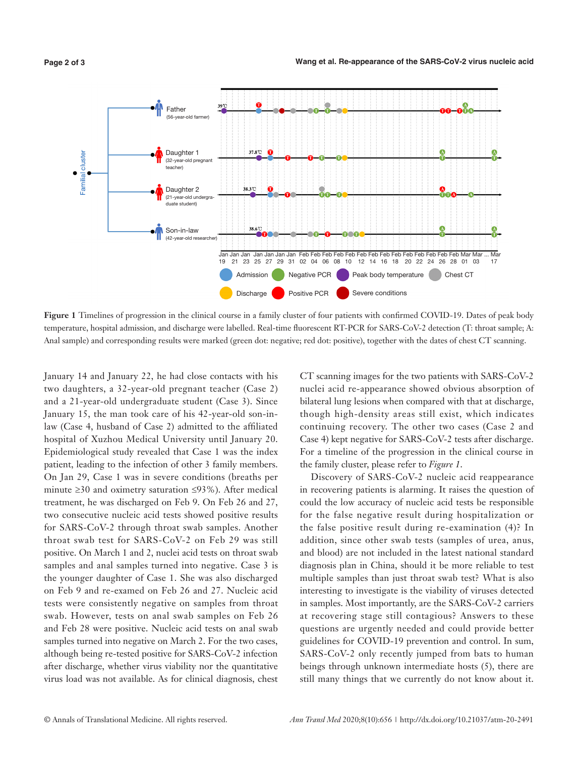**Figure 1** Timelines of progression in the clinical course in a family cluster of four patients with confirmed COVID-19. Dates of peak body temperature, hospital admission, and discharge were labelled. Real-time fluorescent RT-PCR for SARS-CoV-2 detection (T: throat sample; A: Anal sample) and corresponding results were marked (green dot: negative; red dot: positive), together with the dates of chest CT scanning.

January 14 and January 22, he had close contacts with his two daughters, a 32-year-old pregnant teacher (Case 2) and a 21-year-old undergraduate student (Case 3). Since January 15, the man took care of his 42-year-old son-in-law (Case 4, husband of Case 2) admitted to the affiliated hospital of Xuzhou Medical University until January 20. Epidemiological study revealed that Case 1 was the index patient, leading to the infection of other 3 family members. On Jan 29, Case 1 was in severe conditions (breaths per minute ≥30 and oximetry saturation ≤93%). After medical treatment, he was discharged on Feb 9. On Feb 26 and 27, two consecutive nucleic acid tests showed positive results for SARS-CoV-2 through throat swab samples. Another throat swab test for SARS-CoV-2 on Feb 29 was still positive. On March 1 and 2, nuclei acid tests on throat swab samples and anal samples turned into negative. Case 3 is the younger daughter of Case 1. She was also discharged on Feb 9 and re-examed on Feb 26 and 27. Nucleic acid tests were consistently negative on samples from throat swab. However, tests on anal swab samples on Feb 26 and Feb 28 were positive. Nucleic acid tests on anal swab samples turned into negative on March 2. For the two cases, although being re-tested positive for SARS-CoV-2 infection after discharge, whether virus viability nor the quantitative virus load was not available. As for clinical diagnosis, chest CT scanning images for the two patients with SARS-CoV-2 nuclei acid re-appearance showed obvious absorption of bilateral lung lesions when compared with that at discharge, though high-density areas still exist, which indicates continuing recovery. The other two cases (Case 2 and Case 4) kept negative for SARS-CoV-2 tests after discharge. For a timeline of the progression in the clinical course in the family cluster, please refer to *Figure 1*.

Discovery of SARS-CoV-2 nucleic acid reappearance in recovering patients is alarming. It raises the question of could the low accuracy of nucleic acid tests be responsible for the false negative result during hospitalization or the false positive result during re-examination (4)? In addition, since other swab tests (samples of urea, anus, and blood) are not included in the latest national standard diagnosis plan in China, should it be more reliable to test multiple samples than just throat swab test? What is also interesting to investigate is the viability of viruses detected in samples. Most importantly, are the SARS-CoV-2 carriers at recovering stage still contagious? Answers to these questions are urgently needed and could provide better guidelines for COVID-19 prevention and control. In sum, SARS-CoV-2 only recently jumped from bats to human beings through unknown intermediate hosts (5), there are still many things that we currently do not know about it.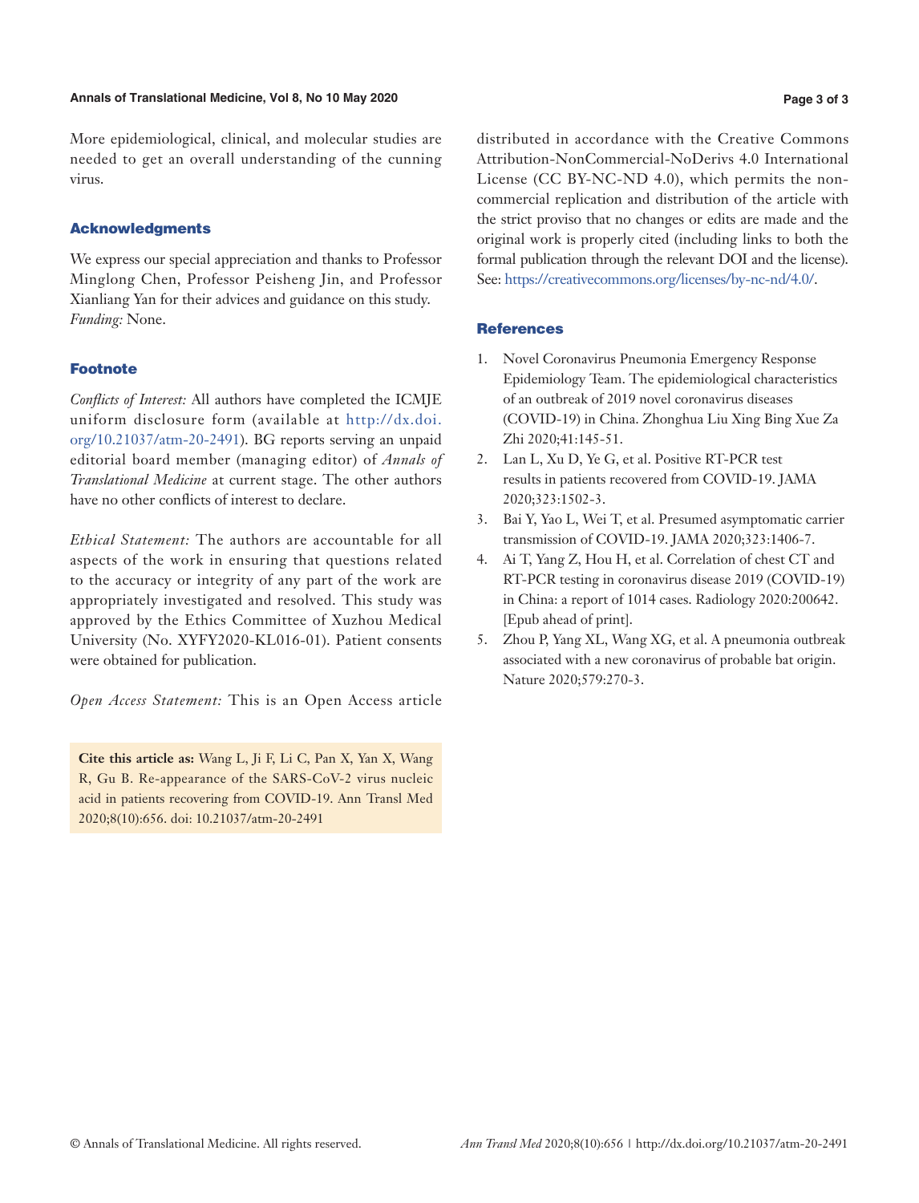More epidemiological, clinical, and molecular studies are needed to get an overall understanding of the cunning virus.

## Acknowledgments

We express our special appreciation and thanks to Professor Minglong Chen, Professor Peisheng Jin, and Professor Xianliang Yan for their advices and guidance on this study.
*Funding:* None.

## Footnote

*Conflicts of Interest:* All authors have completed the ICMJE uniform disclosure form (available at http://dx.doi.org/10.21037/atm-20-2491). BG reports serving an unpaid editorial board member (managing editor) of *Annals of Translational Medicine* at current stage. The other authors have no other conflicts of interest to declare.

*Ethical Statement:* The authors are accountable for all aspects of the work in ensuring that questions related to the accuracy or integrity of any part of the work are appropriately investigated and resolved. This study was approved by the Ethics Committee of Xuzhou Medical University (No. XYFY2020-KL016-01). Patient consents were obtained for publication.

*Open Access Statement:* This is an Open Access article distributed in accordance with the Creative Commons Attribution-NonCommercial-NoDerivs 4.0 International License (CC BY-NC-ND 4.0), which permits the non-commercial replication and distribution of the article with the strict proviso that no changes or edits are made and the original work is properly cited (including links to both the formal publication through the relevant DOI and the license). See: https://creativecommons.org/licenses/by-nc-nd/4.0/.

## References

1. Novel Coronavirus Pneumonia Emergency Response Epidemiology Team. The epidemiological characteristics of an outbreak of 2019 novel coronavirus diseases (COVID-19) in China. Zhonghua Liu Xing Bing Xue Za Zhi 2020;41:145-51.
2. Lan L, Xu D, Ye G, et al. Positive RT-PCR test results in patients recovered from COVID-19. JAMA 2020;323:1502-3.
3. Bai Y, Yao L, Wei T, et al. Presumed asymptomatic carrier transmission of COVID-19. JAMA 2020;323:1406-7.
4. Ai T, Yang Z, Hou H, et al. Correlation of chest CT and RT-PCR testing in coronavirus disease 2019 (COVID-19) in China: a report of 1014 cases. Radiology 2020:200642. [Epub ahead of print].
5. Zhou P, Yang XL, Wang XG, et al. A pneumonia outbreak associated with a new coronavirus of probable bat origin. Nature 2020;579:270-3.

**Cite this article as:** Wang L, Ji F, Li C, Pan X, Yan X, Wang R, Gu B. Re-appearance of the SARS-CoV-2 virus nucleic acid in patients recovering from COVID-19. Ann Transl Med 2020;8(10):656. doi: 10.21037/atm-20-2491